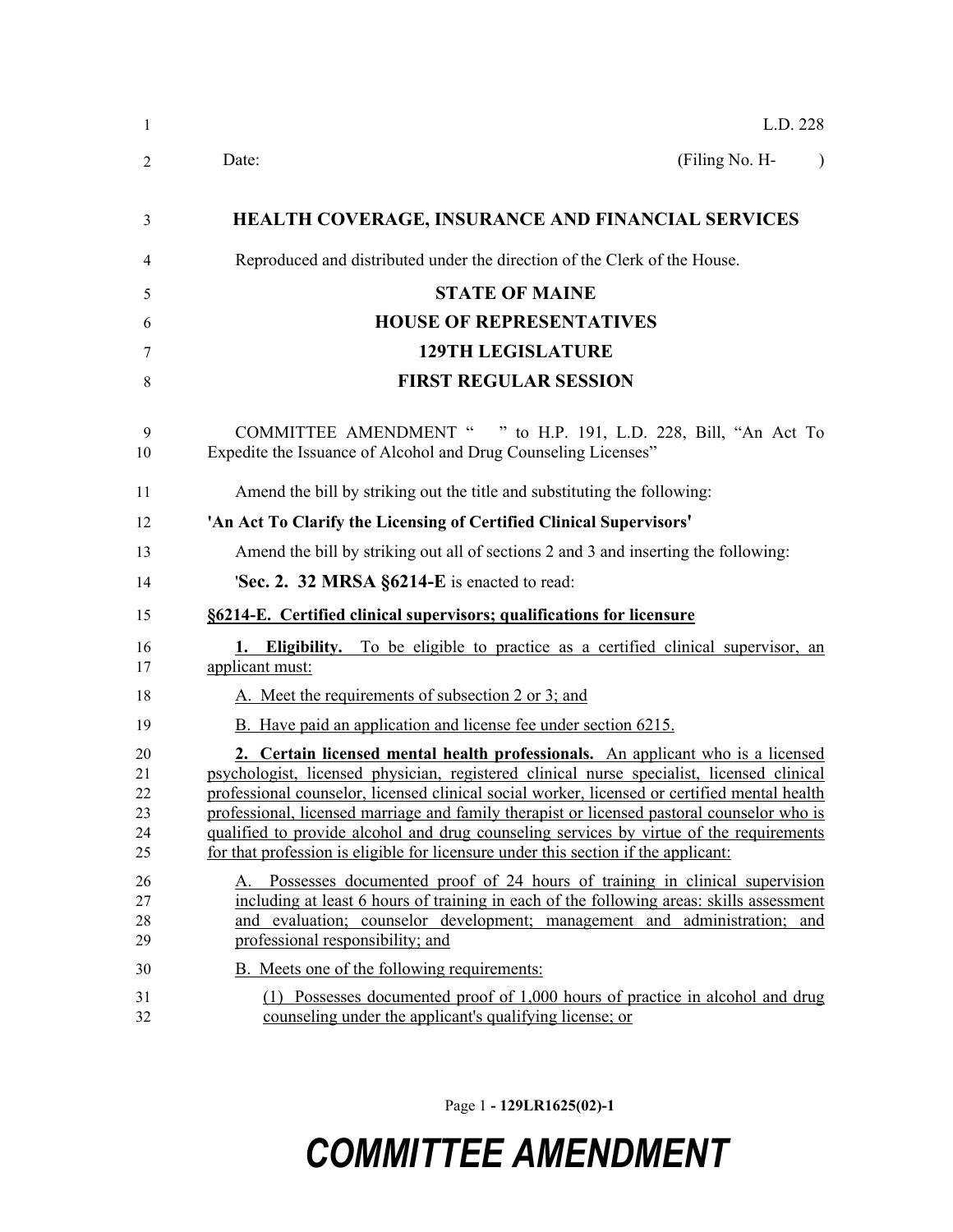L.D. 228

Date: (Filing No. H- )

# HEALTH COVERAGE, INSURANCE AND FINANCIAL SERVICES

Reproduced and distributed under the direction of the Clerk of the House.

## STATE OF MAINE
## HOUSE OF REPRESENTATIVES
## 129TH LEGISLATURE
## FIRST REGULAR SESSION

COMMITTEE AMENDMENT " " to H.P. 191, L.D. 228, Bill, "An Act To Expedite the Issuance of Alcohol and Drug Counseling Licenses"

Amend the bill by striking out the title and substituting the following:

**'An Act To Clarify the Licensing of Certified Clinical Supervisors'**

Amend the bill by striking out all of sections 2 and 3 and inserting the following:

'**Sec. 2. 32 MRSA §6214-E** is enacted to read:

**§6214-E. Certified clinical supervisors; qualifications for licensure**

**1. Eligibility.** To be eligible to practice as a certified clinical supervisor, an applicant must:

A. Meet the requirements of subsection 2 or 3; and

B. Have paid an application and license fee under section 6215.

**2. Certain licensed mental health professionals.** An applicant who is a licensed psychologist, licensed physician, registered clinical nurse specialist, licensed clinical professional counselor, licensed clinical social worker, licensed or certified mental health professional, licensed marriage and family therapist or licensed pastoral counselor who is qualified to provide alcohol and drug counseling services by virtue of the requirements for that profession is eligible for licensure under this section if the applicant:

A. Possesses documented proof of 24 hours of training in clinical supervision including at least 6 hours of training in each of the following areas: skills assessment and evaluation; counselor development; management and administration; and professional responsibility; and

B. Meets one of the following requirements:

(1) Possesses documented proof of 1,000 hours of practice in alcohol and drug counseling under the applicant's qualifying license; or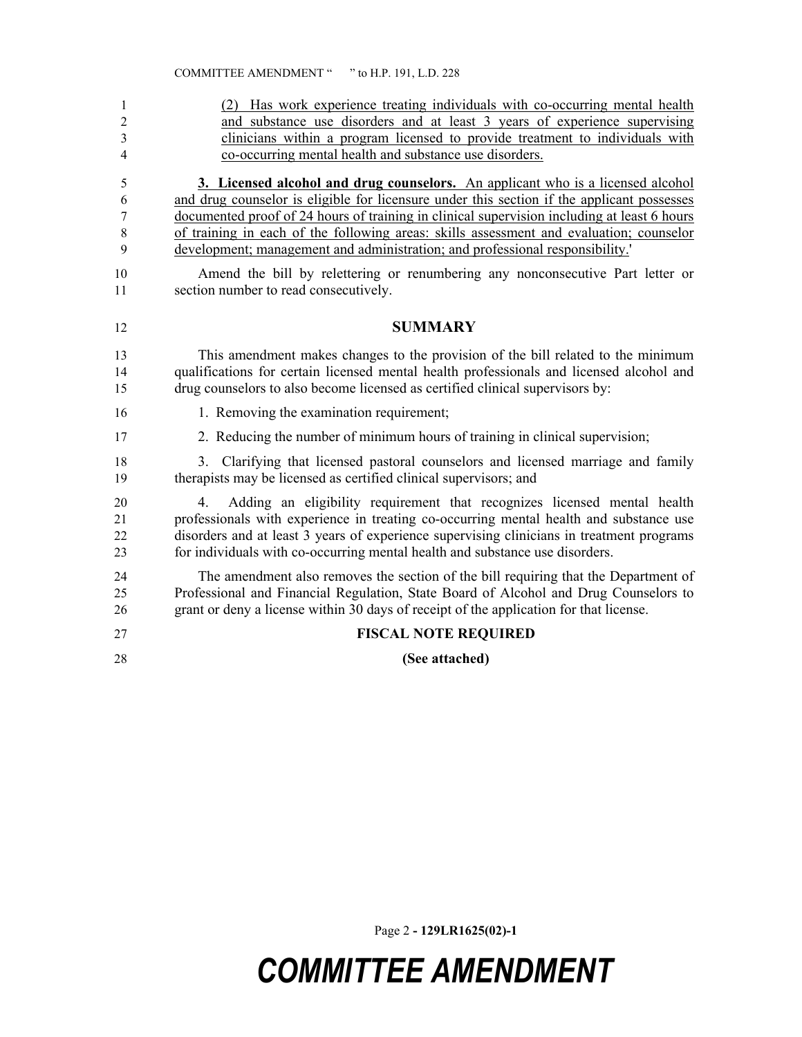(2) Has work experience treating individuals with co-occurring mental health and substance use disorders and at least 3 years of experience supervising clinicians within a program licensed to provide treatment to individuals with co-occurring mental health and substance use disorders.

**3. Licensed alcohol and drug counselors.** An applicant who is a licensed alcohol and drug counselor is eligible for licensure under this section if the applicant possesses documented proof of 24 hours of training in clinical supervision including at least 6 hours of training in each of the following areas: skills assessment and evaluation; counselor development; management and administration; and professional responsibility.'

Amend the bill by relettering or renumbering any nonconsecutive Part letter or section number to read consecutively.

## SUMMARY

This amendment makes changes to the provision of the bill related to the minimum qualifications for certain licensed mental health professionals and licensed alcohol and drug counselors to also become licensed as certified clinical supervisors by:

1. Removing the examination requirement;

2. Reducing the number of minimum hours of training in clinical supervision;

3. Clarifying that licensed pastoral counselors and licensed marriage and family therapists may be licensed as certified clinical supervisors; and

4. Adding an eligibility requirement that recognizes licensed mental health professionals with experience in treating co-occurring mental health and substance use disorders and at least 3 years of experience supervising clinicians in treatment programs for individuals with co-occurring mental health and substance use disorders.

The amendment also removes the section of the bill requiring that the Department of Professional and Financial Regulation, State Board of Alcohol and Drug Counselors to grant or deny a license within 30 days of receipt of the application for that license.

**FISCAL NOTE REQUIRED**

**(See attached)**